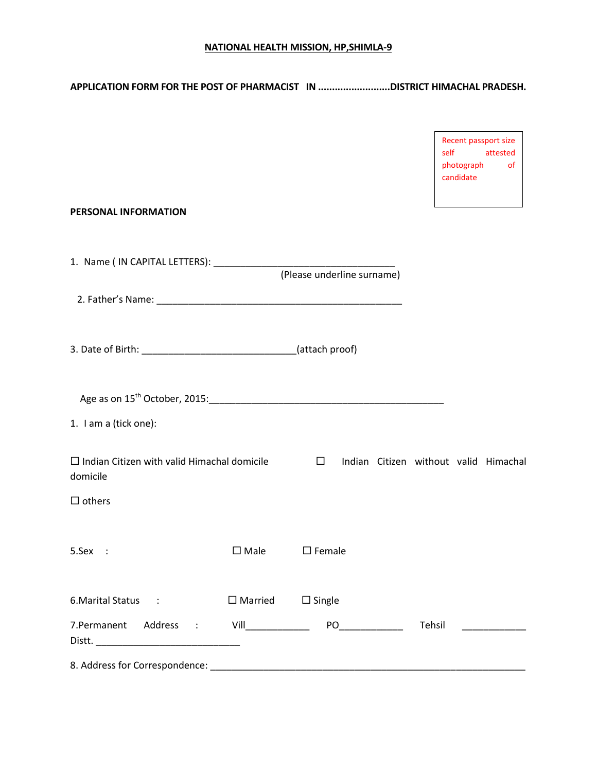# NATIONAL HEALTH MISSION, HP,SHIMLA-9

**APPLICATION FORM FOR THE POST OF PHARMACIST IN ..........................DISTRICT HIMACHAL PRADESH.**

Recent passport size self attested photograph of candidate

**PERSONAL INFORMATION**

1. Name ( IN CAPITAL LETTERS): ____________________________________
(Please underline surname)

2. Father's Name: ________________________________________________

3. Date of Birth: ______________________________(attach proof)

Age as on 15th October, 2015:______________________________________________

1. I am a (tick one):

☐ Indian Citizen with valid Himachal domicile ☐ Indian Citizen without valid Himachal domicile

☐ others

5.Sex : ☐ Male ☐ Female

6.Marital Status : ☐ Married ☐ Single

7.Permanent Address : Vill____________ PO____________ Tehsil ____________ Distt. ____________________________

8. Address for Correspondence: ______________________________________________________________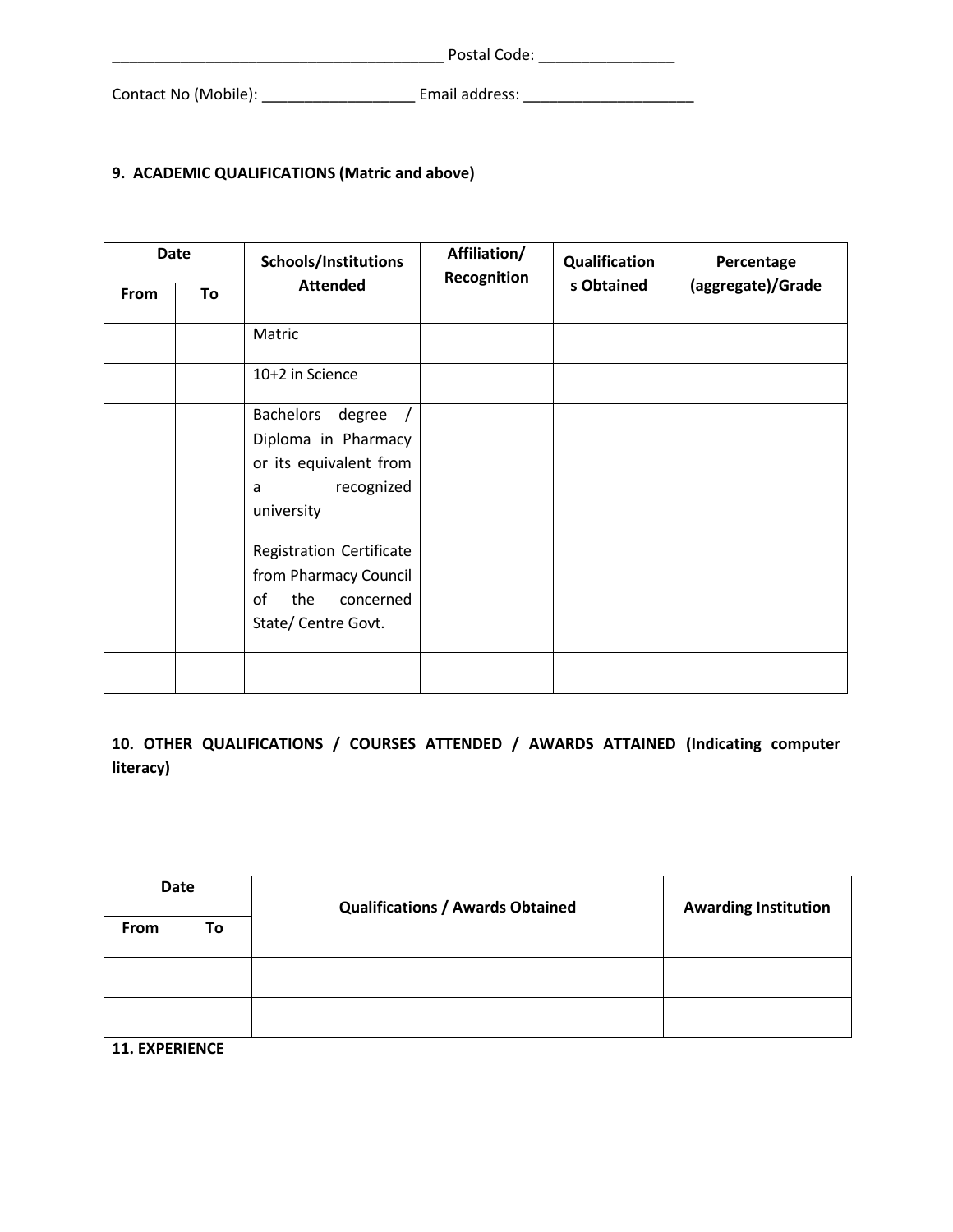_______________________________________ Postal Code: ________________

Contact No (Mobile): __________________ Email address: ____________________

**9. ACADEMIC QUALIFICATIONS (Matric and above)**

| Date | | Schools/Institutions Attended | Affiliation/ Recognition | Qualifications Obtained | Percentage (aggregate)/Grade |
|---|---|---|---|---|---|
| From | To | | | | |
| | | Matric | | | |
| | | 10+2 in Science | | | |
| | | Bachelors degree / Diploma in Pharmacy or its equivalent from a recognized university | | | |
| | | Registration Certificate from Pharmacy Council of the concerned State/ Centre Govt. | | | |
| | | | | | |

**10. OTHER QUALIFICATIONS / COURSES ATTENDED / AWARDS ATTAINED (Indicating computer literacy)**

| Date | | Qualifications / Awards Obtained | Awarding Institution |
|---|---|---|---|
| From | To | | |
| | | | |
| | | | |

**11. EXPERIENCE**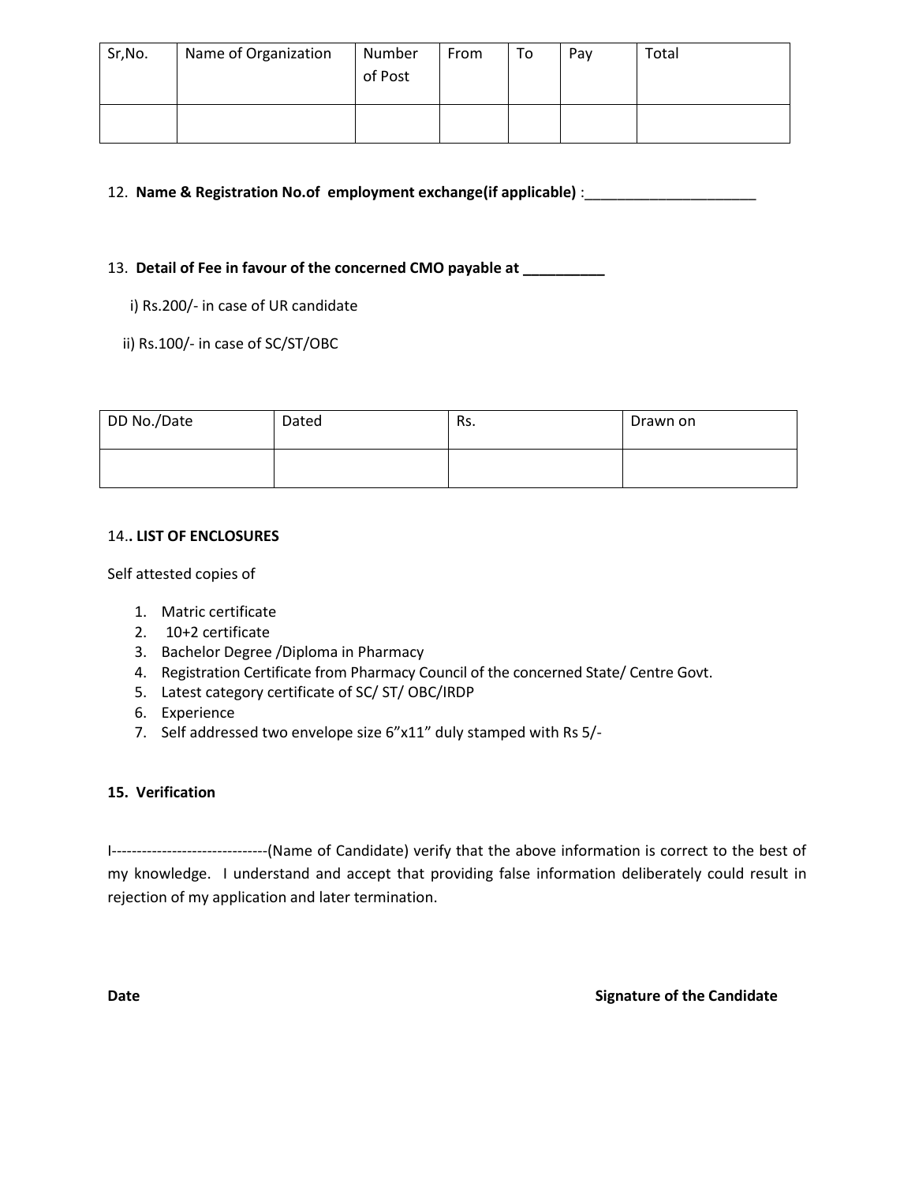| Sr,No. | Name of Organization | Number of Post | From | To | Pay | Total |
|---|---|---|---|---|---|---|
| | | | | | | |

12. **Name & Registration No.of employment exchange(if applicable)** :______________________

13. **Detail of Fee in favour of the concerned CMO payable at __________**

   i) Rs.200/- in case of UR candidate

   ii) Rs.100/- in case of SC/ST/OBC

| DD No./Date | Dated | Rs. | Drawn on |
|---|---|---|---|
| | | | |

14.. **LIST OF ENCLOSURES**

Self attested copies of

1. Matric certificate
2. 10+2 certificate
3. Bachelor Degree /Diploma in Pharmacy
4. Registration Certificate from Pharmacy Council of the concerned State/ Centre Govt.
5. Latest category certificate of SC/ ST/ OBC/IRDP
6. Experience
7. Self addressed two envelope size 6"x11" duly stamped with Rs 5/-

**15. Verification**

I------------------------------(Name of Candidate) verify that the above information is correct to the best of my knowledge. I understand and accept that providing false information deliberately could result in rejection of my application and later termination.

**Date** **Signature of the Candidate**